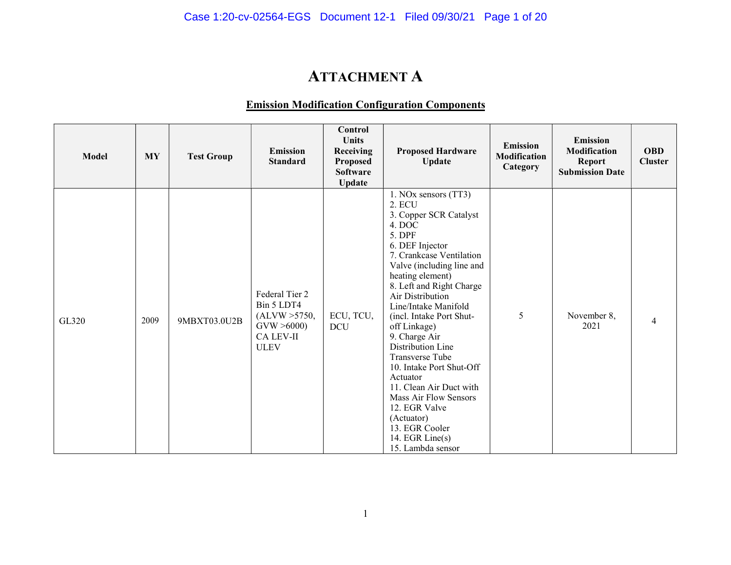# ATTACHMENT A

## Emission Modification Configuration Components

| Model | MY | Test Group | Emission Standard | Control Units Receiving Proposed Software Update | Proposed Hardware Update | Emission Modification Category | Emission Modification Report Submission Date | OBD Cluster |
|---|---|---|---|---|---|---|---|---|
| GL320 | 2009 | 9MBXT03.0U2B | Federal Tier 2 Bin 5 LDT4 (ALVW >5750, GVW >6000) CA LEV-II ULEV | ECU, TCU, DCU | 1. NOx sensors (TT3)<br>2. ECU<br>3. Copper SCR Catalyst<br>4. DOC<br>5. DPF<br>6. DEF Injector<br>7. Crankcase Ventilation Valve (including line and heating element)<br>8. Left and Right Charge Air Distribution Line/Intake Manifold (incl. Intake Port Shut-off Linkage)<br>9. Charge Air Distribution Line Transverse Tube<br>10. Intake Port Shut-Off Actuator<br>11. Clean Air Duct with Mass Air Flow Sensors<br>12. EGR Valve (Actuator)<br>13. EGR Cooler<br>14. EGR Line(s)<br>15. Lambda sensor | 5 | November 8, 2021 | 4 |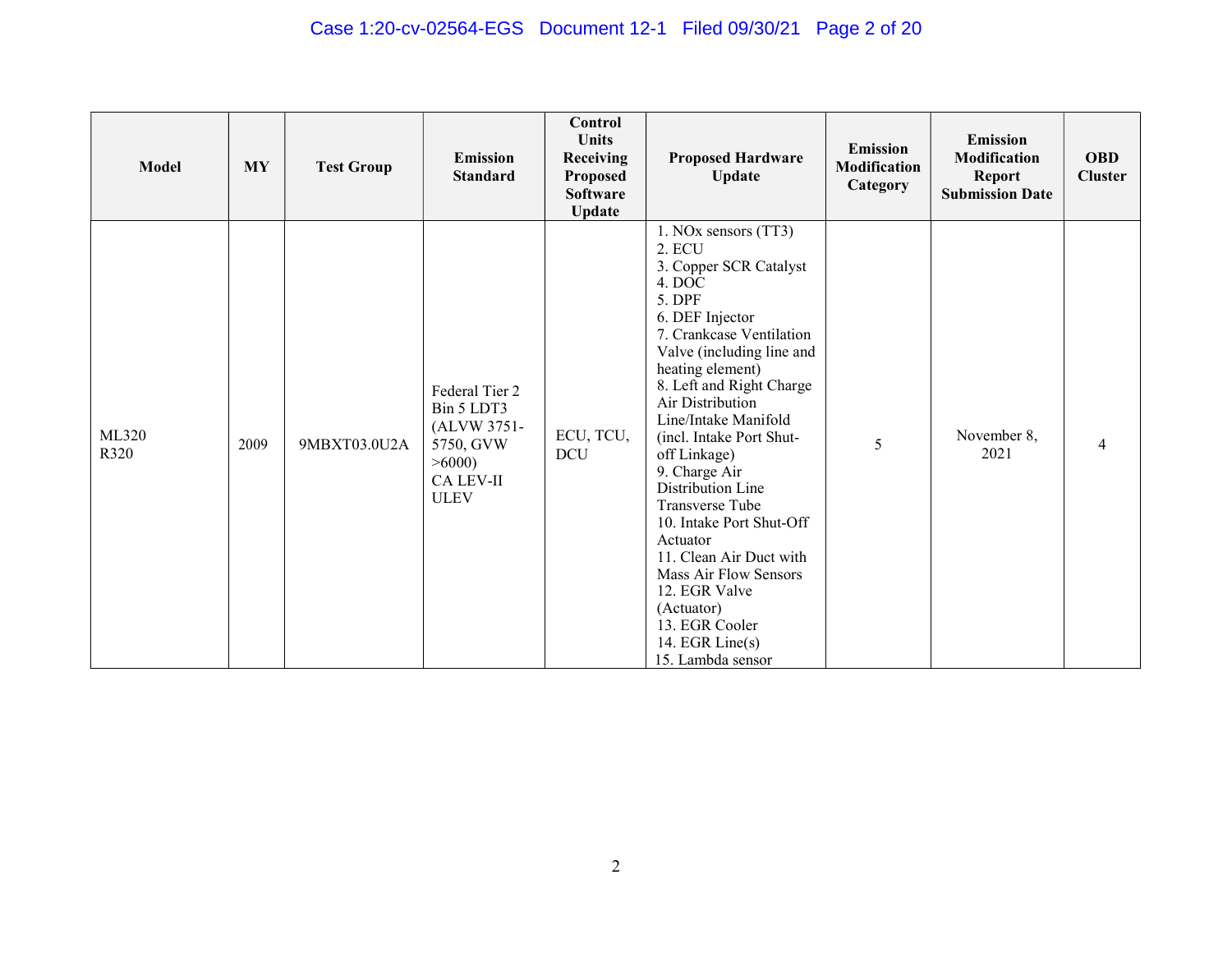| Model | MY | Test Group | Emission Standard | Control Units Receiving Proposed Software Update | Proposed Hardware Update | Emission Modification Category | Emission Modification Report Submission Date | OBD Cluster |
|---|---|---|---|---|---|---|---|---|
| ML320<br>R320 | 2009 | 9MBXT03.0U2A | Federal Tier 2 Bin 5 LDT3 (ALVW 3751-5750, GVW >6000)<br>CA LEV-II ULEV | ECU, TCU, DCU | 1. NOx sensors (TT3)<br>2. ECU<br>3. Copper SCR Catalyst<br>4. DOC<br>5. DPF<br>6. DEF Injector<br>7. Crankcase Ventilation Valve (including line and heating element)<br>8. Left and Right Charge Air Distribution Line/Intake Manifold (incl. Intake Port Shut-off Linkage)<br>9. Charge Air Distribution Line Transverse Tube<br>10. Intake Port Shut-Off Actuator<br>11. Clean Air Duct with Mass Air Flow Sensors<br>12. EGR Valve (Actuator)<br>13. EGR Cooler<br>14. EGR Line(s)<br>15. Lambda sensor | 5 | November 8, 2021 | 4 |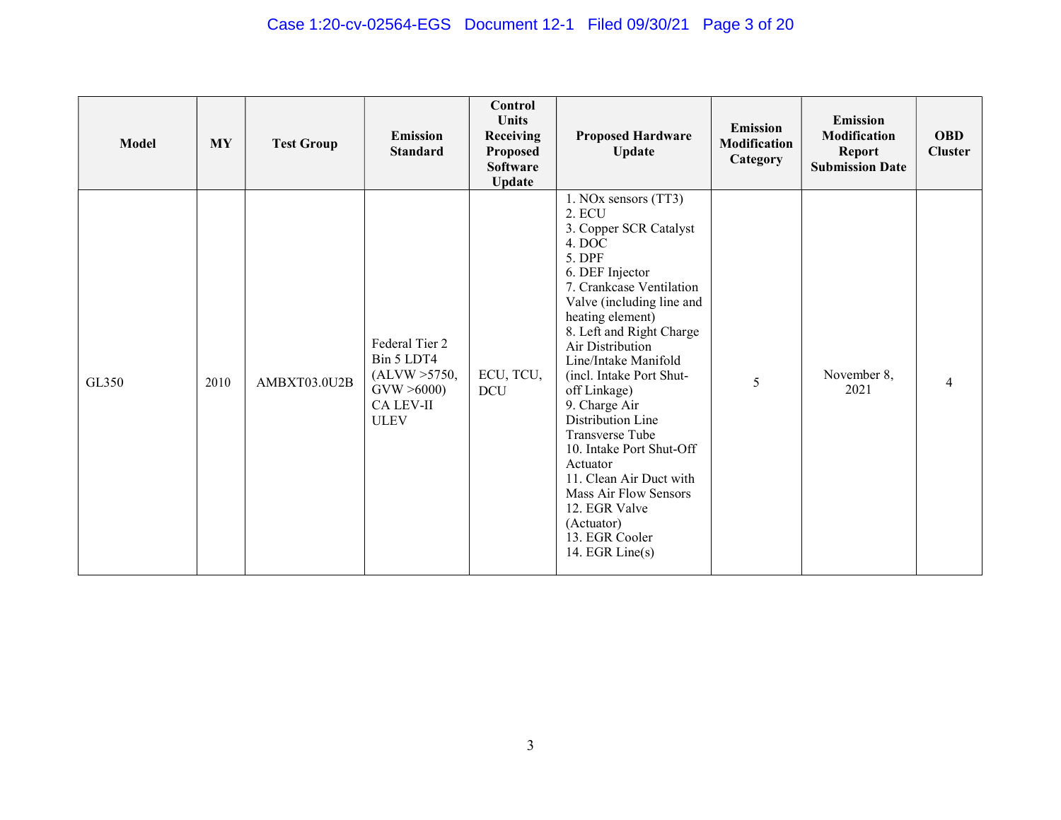| Model | MY | Test Group | Emission Standard | Control Units Receiving Proposed Software Update | Proposed Hardware Update | Emission Modification Category | Emission Modification Report Submission Date | OBD Cluster |
|---|---|---|---|---|---|---|---|---|
| GL350 | 2010 | AMBXT03.0U2B | Federal Tier 2 Bin 5 LDT4 (ALVW >5750, GVW >6000) CA LEV-II ULEV | ECU, TCU, DCU | 1. NOx sensors (TT3)<br>2. ECU<br>3. Copper SCR Catalyst<br>4. DOC<br>5. DPF<br>6. DEF Injector<br>7. Crankcase Ventilation Valve (including line and heating element)<br>8. Left and Right Charge Air Distribution Line/Intake Manifold (incl. Intake Port Shut-off Linkage)<br>9. Charge Air Distribution Line Transverse Tube<br>10. Intake Port Shut-Off Actuator<br>11. Clean Air Duct with Mass Air Flow Sensors<br>12. EGR Valve (Actuator)<br>13. EGR Cooler<br>14. EGR Line(s) | 5 | November 8, 2021 | 4 |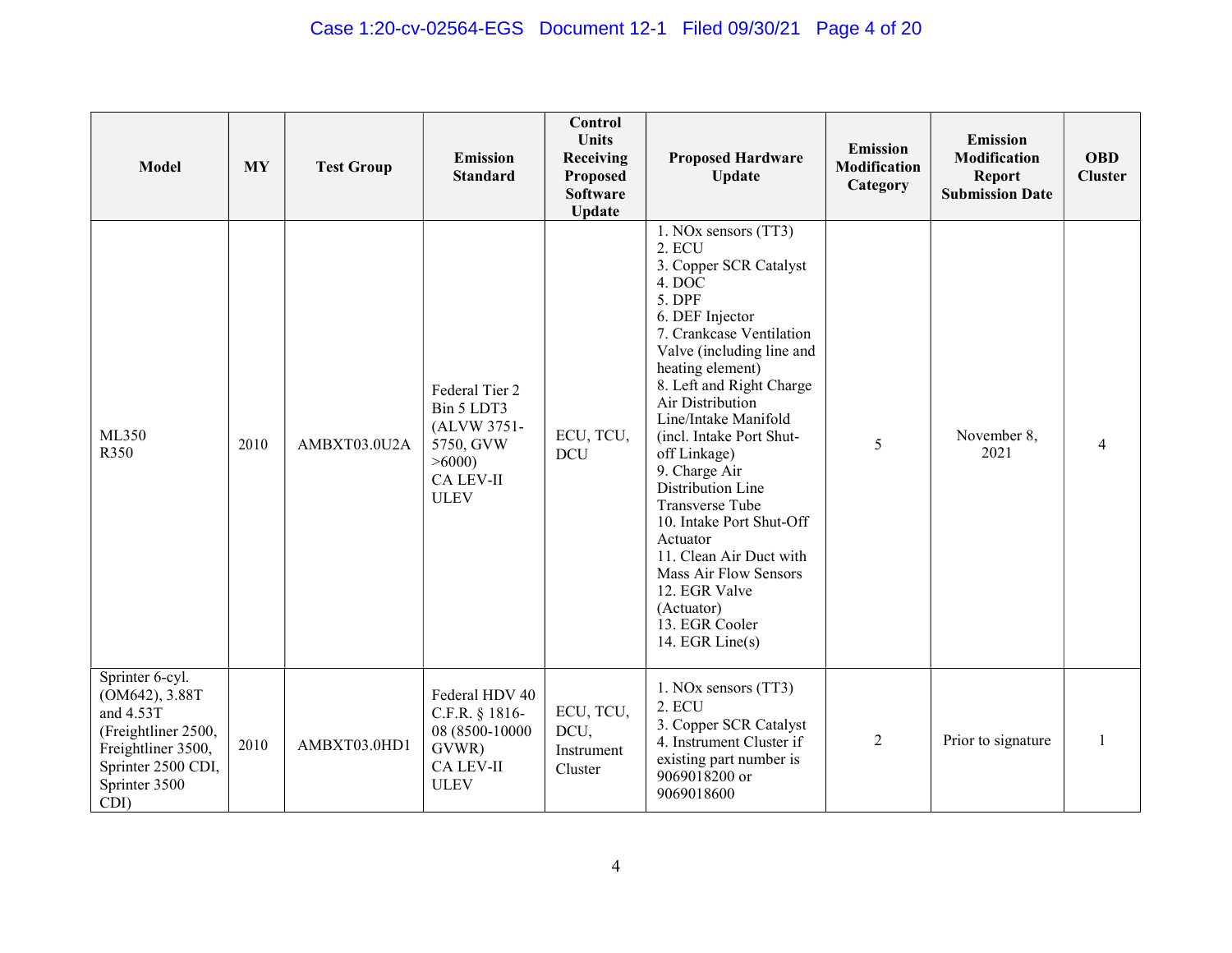| Model | MY | Test Group | Emission Standard | Control Units Receiving Proposed Software Update | Proposed Hardware Update | Emission Modification Category | Emission Modification Report Submission Date | OBD Cluster |
|---|---|---|---|---|---|---|---|---|
| ML350<br>R350 | 2010 | AMBXT03.0U2A | Federal Tier 2 Bin 5 LDT3 (ALVW 3751-5750, GVW >6000)<br>CA LEV-II ULEV | ECU, TCU, DCU | 1. NOx sensors (TT3)<br>2. ECU<br>3. Copper SCR Catalyst<br>4. DOC<br>5. DPF<br>6. DEF Injector<br>7. Crankcase Ventilation Valve (including line and heating element)<br>8. Left and Right Charge Air Distribution Line/Intake Manifold (incl. Intake Port Shut-off Linkage)<br>9. Charge Air Distribution Line Transverse Tube<br>10. Intake Port Shut-Off Actuator<br>11. Clean Air Duct with Mass Air Flow Sensors<br>12. EGR Valve (Actuator)<br>13. EGR Cooler<br>14. EGR Line(s) | 5 | November 8, 2021 | 4 |
| Sprinter 6-cyl. (OM642), 3.88T and 4.53T (Freightliner 2500, Freightliner 3500, Sprinter 2500 CDI, Sprinter 3500 CDI) | 2010 | AMBXT03.0HD1 | Federal HDV 40 C.F.R. § 1816-08 (8500-10000 GVWR)<br>CA LEV-II ULEV | ECU, TCU, DCU, Instrument Cluster | 1. NOx sensors (TT3)<br>2. ECU<br>3. Copper SCR Catalyst<br>4. Instrument Cluster if existing part number is 9069018200 or 9069018600 | 2 | Prior to signature | 1 |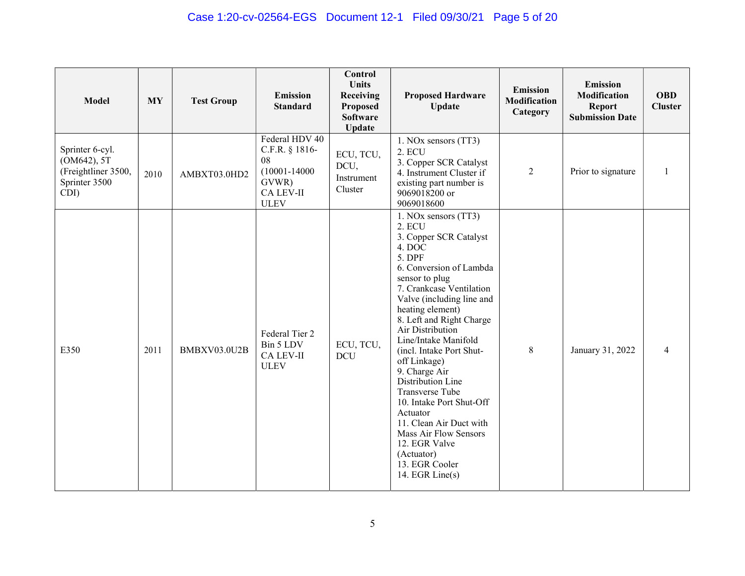| Model | MY | Test Group | Emission Standard | Control Units Receiving Proposed Software Update | Proposed Hardware Update | Emission Modification Category | Emission Modification Report Submission Date | OBD Cluster |
| --- | --- | --- | --- | --- | --- | --- | --- | --- |
| Sprinter 6-cyl. (OM642), 5T (Freightliner 3500, Sprinter 3500 CDI) | 2010 | AMBXT03.0HD2 | Federal HDV 40 C.F.R. § 1816-08 (10001-14000 GVWR) CA LEV-II ULEV | ECU, TCU, DCU, Instrument Cluster | 1. NOx sensors (TT3) 2. ECU 3. Copper SCR Catalyst 4. Instrument Cluster if existing part number is 9069018200 or 9069018600 | 2 | Prior to signature | 1 |
| E350 | 2011 | BMBXV03.0U2B | Federal Tier 2 Bin 5 LDV CA LEV-II ULEV | ECU, TCU, DCU | 1. NOx sensors (TT3) 2. ECU 3. Copper SCR Catalyst 4. DOC 5. DPF 6. Conversion of Lambda sensor to plug 7. Crankcase Ventilation Valve (including line and heating element) 8. Left and Right Charge Air Distribution Line/Intake Manifold (incl. Intake Port Shut-off Linkage) 9. Charge Air Distribution Line Transverse Tube 10. Intake Port Shut-Off Actuator 11. Clean Air Duct with Mass Air Flow Sensors 12. EGR Valve (Actuator) 13. EGR Cooler 14. EGR Line(s) | 8 | January 31, 2022 | 4 |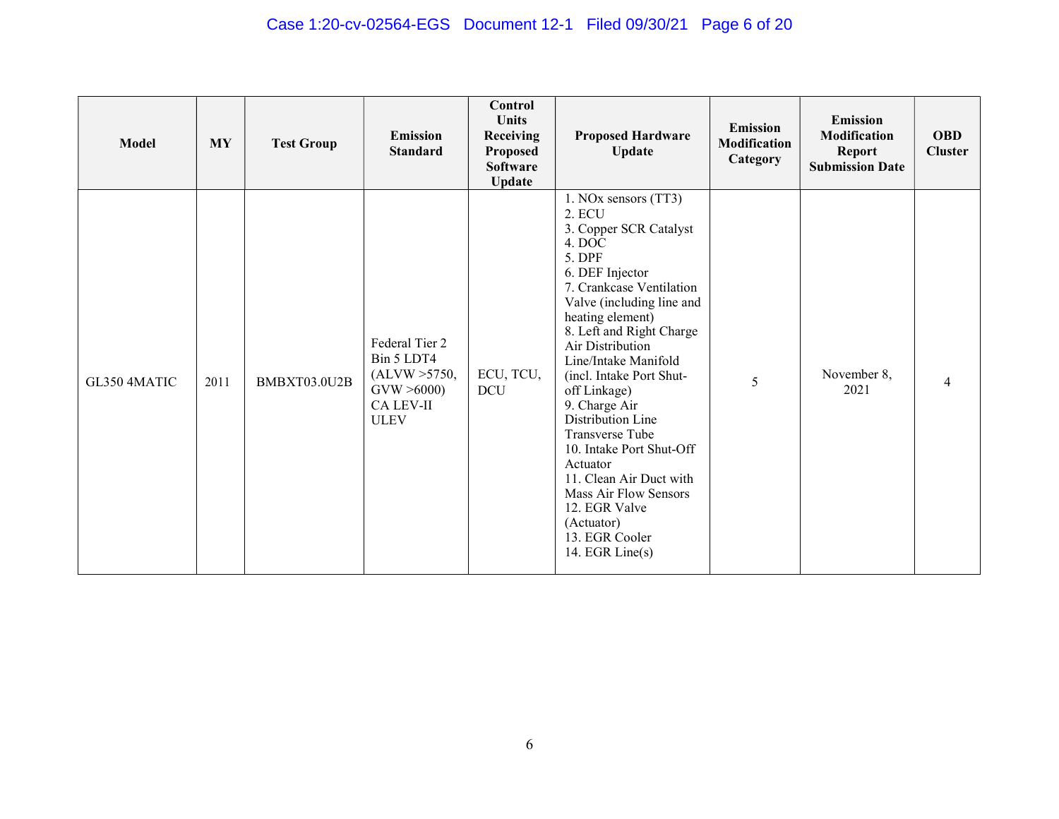| Model | MY | Test Group | Emission Standard | Control Units Receiving Proposed Software Update | Proposed Hardware Update | Emission Modification Category | Emission Modification Report Submission Date | OBD Cluster |
|---|---|---|---|---|---|---|---|---|
| GL350 4MATIC | 2011 | BMBXT03.0U2B | Federal Tier 2 Bin 5 LDT4 (ALVW >5750, GVW >6000) CA LEV-II ULEV | ECU, TCU, DCU | 1. NOx sensors (TT3)<br>2. ECU<br>3. Copper SCR Catalyst<br>4. DOC<br>5. DPF<br>6. DEF Injector<br>7. Crankcase Ventilation Valve (including line and heating element)<br>8. Left and Right Charge Air Distribution Line/Intake Manifold (incl. Intake Port Shut-off Linkage)<br>9. Charge Air Distribution Line Transverse Tube<br>10. Intake Port Shut-Off Actuator<br>11. Clean Air Duct with Mass Air Flow Sensors<br>12. EGR Valve (Actuator)<br>13. EGR Cooler<br>14. EGR Line(s) | 5 | November 8, 2021 | 4 |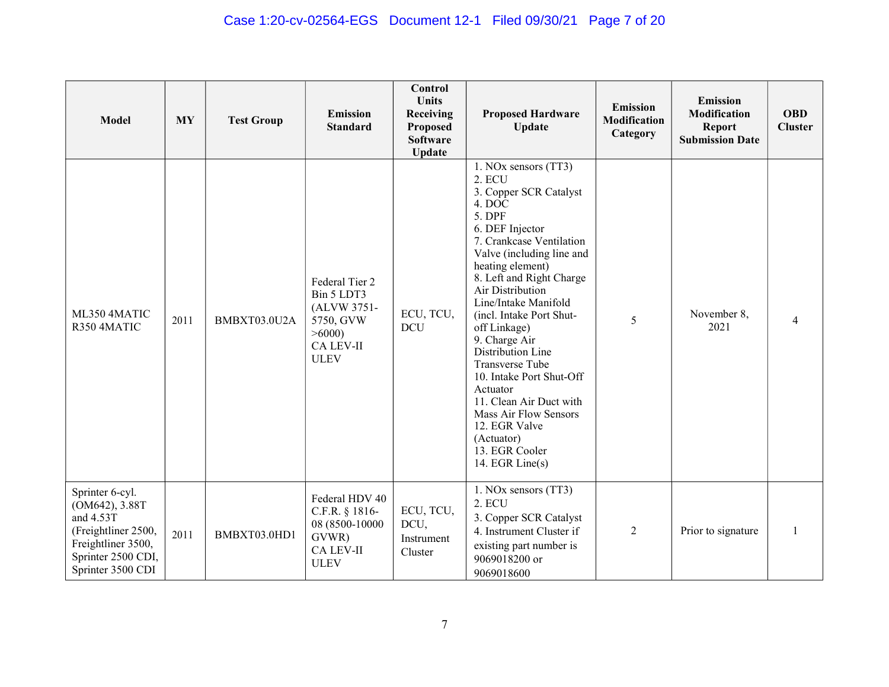| Model | MY | Test Group | Emission Standard | Control Units Receiving Proposed Software Update | Proposed Hardware Update | Emission Modification Category | Emission Modification Report Submission Date | OBD Cluster |
|---|---|---|---|---|---|---|---|---|
| ML350 4MATIC R350 4MATIC | 2011 | BMBXT03.0U2A | Federal Tier 2 Bin 5 LDT3 (ALVW 3751-5750, GVW >6000) CA LEV-II ULEV | ECU, TCU, DCU | 1. NOx sensors (TT3) 2. ECU 3. Copper SCR Catalyst 4. DOC 5. DPF 6. DEF Injector 7. Crankcase Ventilation Valve (including line and heating element) 8. Left and Right Charge Air Distribution Line/Intake Manifold (incl. Intake Port Shut-off Linkage) 9. Charge Air Distribution Line Transverse Tube 10. Intake Port Shut-Off Actuator 11. Clean Air Duct with Mass Air Flow Sensors 12. EGR Valve (Actuator) 13. EGR Cooler 14. EGR Line(s) | 5 | November 8, 2021 | 4 |
| Sprinter 6-cyl. (OM642), 3.88T and 4.53T (Freightliner 2500, Freightliner 3500, Sprinter 2500 CDI, Sprinter 3500 CDI | 2011 | BMBXT03.0HD1 | Federal HDV 40 C.F.R. § 1816-08 (8500-10000 GVWR) CA LEV-II ULEV | ECU, TCU, DCU, Instrument Cluster | 1. NOx sensors (TT3) 2. ECU 3. Copper SCR Catalyst 4. Instrument Cluster if existing part number is 9069018200 or 9069018600 | 2 | Prior to signature | 1 |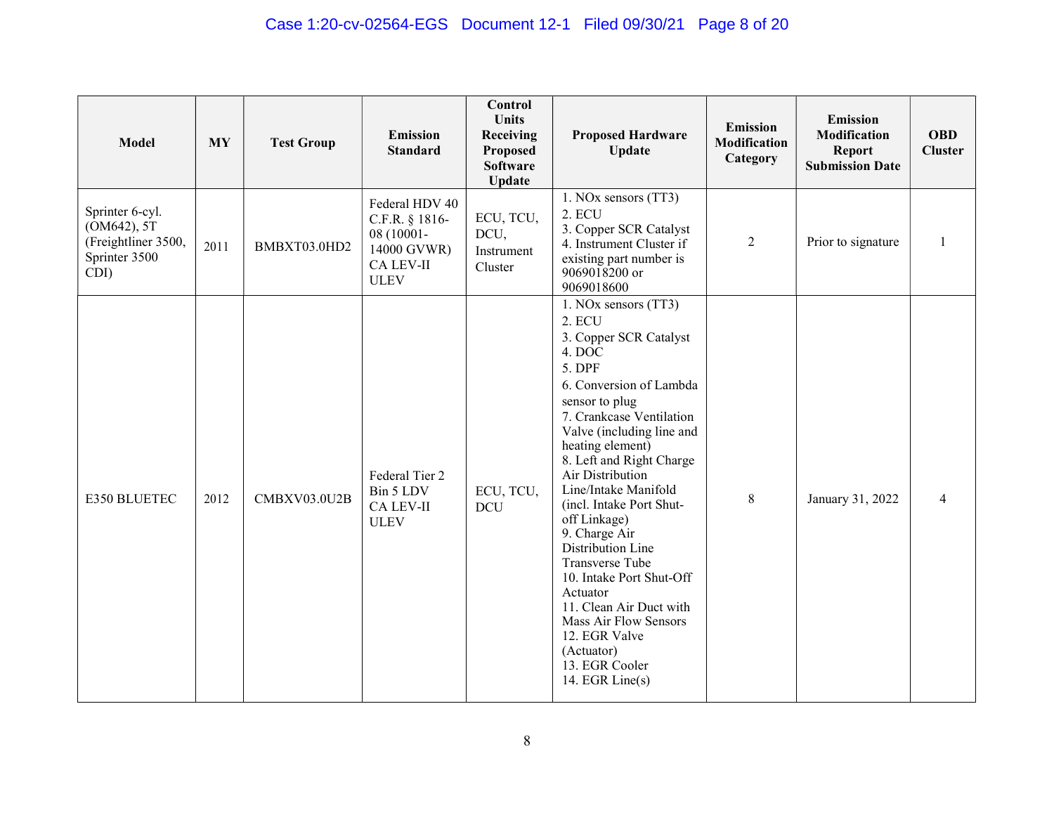| Model | MY | Test Group | Emission Standard | Control Units Receiving Proposed Software Update | Proposed Hardware Update | Emission Modification Category | Emission Modification Report Submission Date | OBD Cluster |
|---|---|---|---|---|---|---|---|---|
| Sprinter 6-cyl. (OM642), 5T (Freightliner 3500, Sprinter 3500 CDI) | 2011 | BMBXT03.0HD2 | Federal HDV 40 C.F.R. § 1816-08 (10001-14000 GVWR) CA LEV-II ULEV | ECU, TCU, DCU, Instrument Cluster | 1. NOx sensors (TT3) 2. ECU 3. Copper SCR Catalyst 4. Instrument Cluster if existing part number is 9069018200 or 9069018600 | 2 | Prior to signature | 1 |
| E350 BLUETEC | 2012 | CMBXV03.0U2B | Federal Tier 2 Bin 5 LDV CA LEV-II ULEV | ECU, TCU, DCU | 1. NOx sensors (TT3) 2. ECU 3. Copper SCR Catalyst 4. DOC 5. DPF 6. Conversion of Lambda sensor to plug 7. Crankcase Ventilation Valve (including line and heating element) 8. Left and Right Charge Air Distribution Line/Intake Manifold (incl. Intake Port Shut-off Linkage) 9. Charge Air Distribution Line Transverse Tube 10. Intake Port Shut-Off Actuator 11. Clean Air Duct with Mass Air Flow Sensors 12. EGR Valve (Actuator) 13. EGR Cooler 14. EGR Line(s) | 8 | January 31, 2022 | 4 |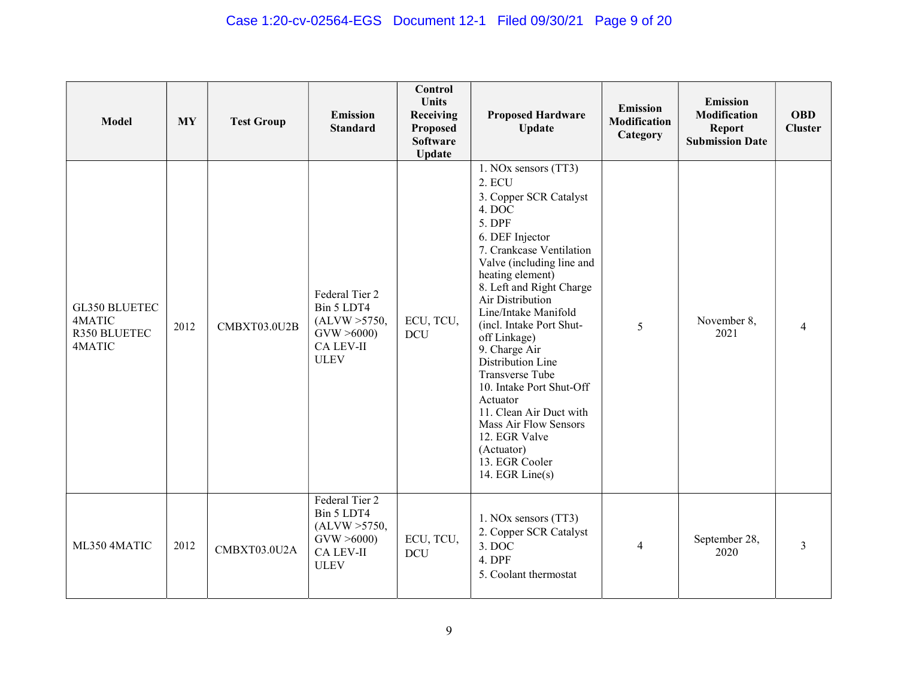| Model | MY | Test Group | Emission Standard | Control Units Receiving Proposed Software Update | Proposed Hardware Update | Emission Modification Category | Emission Modification Report Submission Date | OBD Cluster |
|---|---|---|---|---|---|---|---|---|
| GL350 BLUETEC 4MATIC<br>R350 BLUETEC 4MATIC | 2012 | CMBXT03.0U2B | Federal Tier 2 Bin 5 LDT4 (ALVW >5750, GVW >6000) CA LEV-II ULEV | ECU, TCU, DCU | 1. NOx sensors (TT3)<br>2. ECU<br>3. Copper SCR Catalyst<br>4. DOC<br>5. DPF<br>6. DEF Injector<br>7. Crankcase Ventilation Valve (including line and heating element)<br>8. Left and Right Charge Air Distribution Line/Intake Manifold (incl. Intake Port Shut-off Linkage)<br>9. Charge Air Distribution Line Transverse Tube<br>10. Intake Port Shut-Off Actuator<br>11. Clean Air Duct with Mass Air Flow Sensors<br>12. EGR Valve (Actuator)<br>13. EGR Cooler<br>14. EGR Line(s) | 5 | November 8, 2021 | 4 |
| ML350 4MATIC | 2012 | CMBXT03.0U2A | Federal Tier 2 Bin 5 LDT4 (ALVW >5750, GVW >6000) CA LEV-II ULEV | ECU, TCU, DCU | 1. NOx sensors (TT3)<br>2. Copper SCR Catalyst<br>3. DOC<br>4. DPF<br>5. Coolant thermostat | 4 | September 28, 2020 | 3 |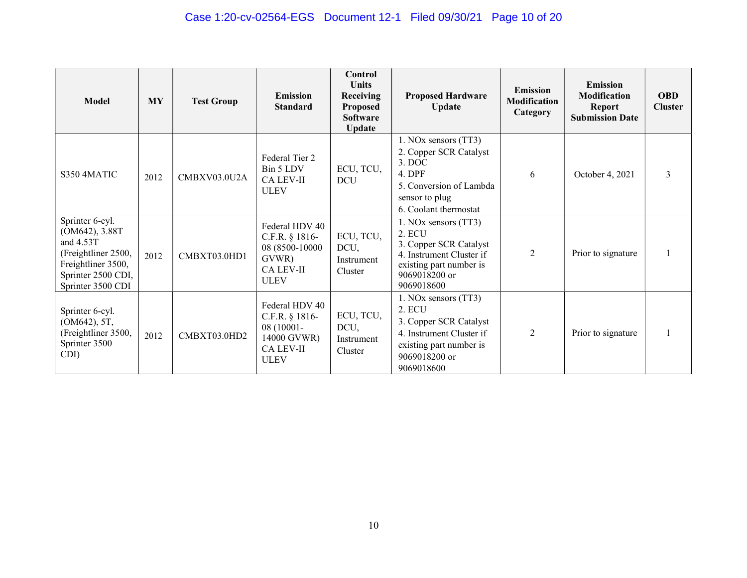| Model | MY | Test Group | Emission Standard | Control Units Receiving Proposed Software Update | Proposed Hardware Update | Emission Modification Category | Emission Modification Report Submission Date | OBD Cluster |
|---|---|---|---|---|---|---|---|---|
| S350 4MATIC | 2012 | CMBXV03.0U2A | Federal Tier 2 Bin 5 LDV CA LEV-II ULEV | ECU, TCU, DCU | 1. NOx sensors (TT3) 2. Copper SCR Catalyst 3. DOC 4. DPF 5. Conversion of Lambda sensor to plug 6. Coolant thermostat | 6 | October 4, 2021 | 3 |
| Sprinter 6-cyl. (OM642), 3.88T and 4.53T (Freightliner 2500, Freightliner 3500, Sprinter 2500 CDI, Sprinter 3500 CDI | 2012 | CMBXT03.0HD1 | Federal HDV 40 C.F.R. § 1816-08 (8500-10000 GVWR) CA LEV-II ULEV | ECU, TCU, DCU, Instrument Cluster | 1. NOx sensors (TT3) 2. ECU 3. Copper SCR Catalyst 4. Instrument Cluster if existing part number is 9069018200 or 9069018600 | 2 | Prior to signature | 1 |
| Sprinter 6-cyl. (OM642), 5T, (Freightliner 3500, Sprinter 3500 CDI) | 2012 | CMBXT03.0HD2 | Federal HDV 40 C.F.R. § 1816-08 (10001-14000 GVWR) CA LEV-II ULEV | ECU, TCU, DCU, Instrument Cluster | 1. NOx sensors (TT3) 2. ECU 3. Copper SCR Catalyst 4. Instrument Cluster if existing part number is 9069018200 or 9069018600 | 2 | Prior to signature | 1 |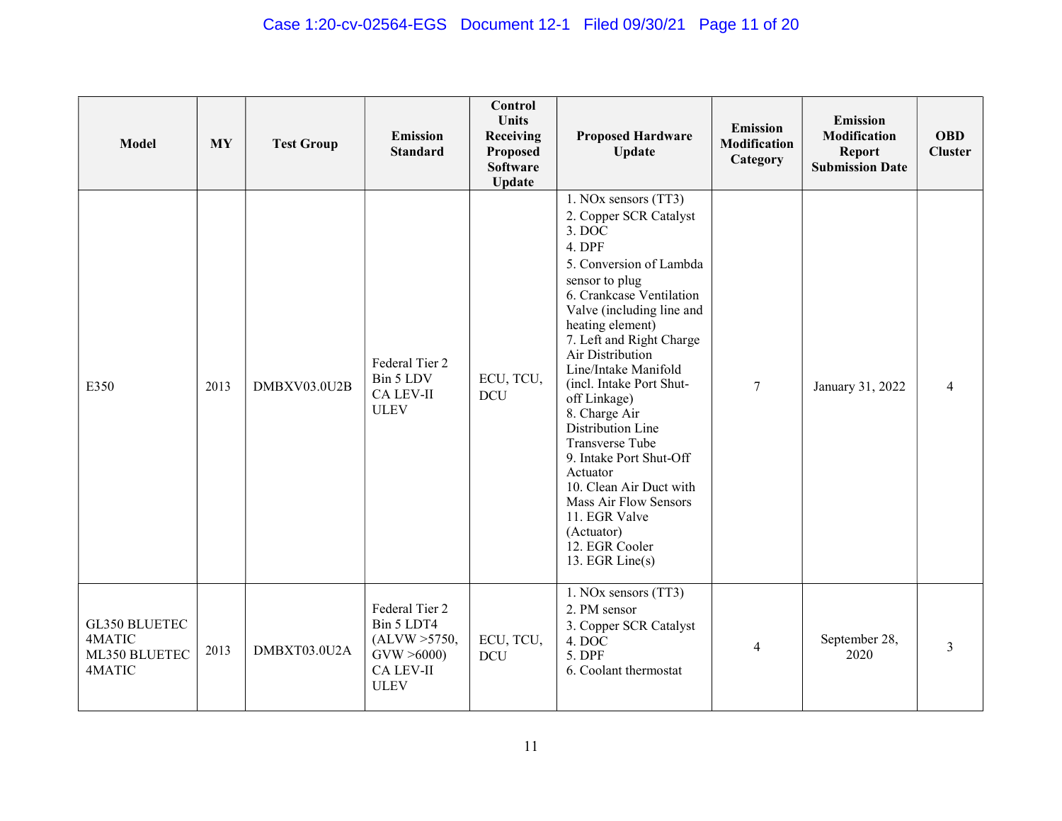| Model | MY | Test Group | Emission Standard | Control Units Receiving Proposed Software Update | Proposed Hardware Update | Emission Modification Category | Emission Modification Report Submission Date | OBD Cluster |
|---|---|---|---|---|---|---|---|---|
| E350 | 2013 | DMBXV03.0U2B | Federal Tier 2 Bin 5 LDV CA LEV-II ULEV | ECU, TCU, DCU | 1. NOx sensors (TT3) 2. Copper SCR Catalyst 3. DOC 4. DPF 5. Conversion of Lambda sensor to plug 6. Crankcase Ventilation Valve (including line and heating element) 7. Left and Right Charge Air Distribution Line/Intake Manifold (incl. Intake Port Shut-off Linkage) 8. Charge Air Distribution Line Transverse Tube 9. Intake Port Shut-Off Actuator 10. Clean Air Duct with Mass Air Flow Sensors 11. EGR Valve (Actuator) 12. EGR Cooler 13. EGR Line(s) | 7 | January 31, 2022 | 4 |
| GL350 BLUETEC 4MATIC ML350 BLUETEC 4MATIC | 2013 | DMBXT03.0U2A | Federal Tier 2 Bin 5 LDT4 (ALVW >5750, GVW >6000) CA LEV-II ULEV | ECU, TCU, DCU | 1. NOx sensors (TT3) 2. PM sensor 3. Copper SCR Catalyst 4. DOC 5. DPF 6. Coolant thermostat | 4 | September 28, 2020 | 3 |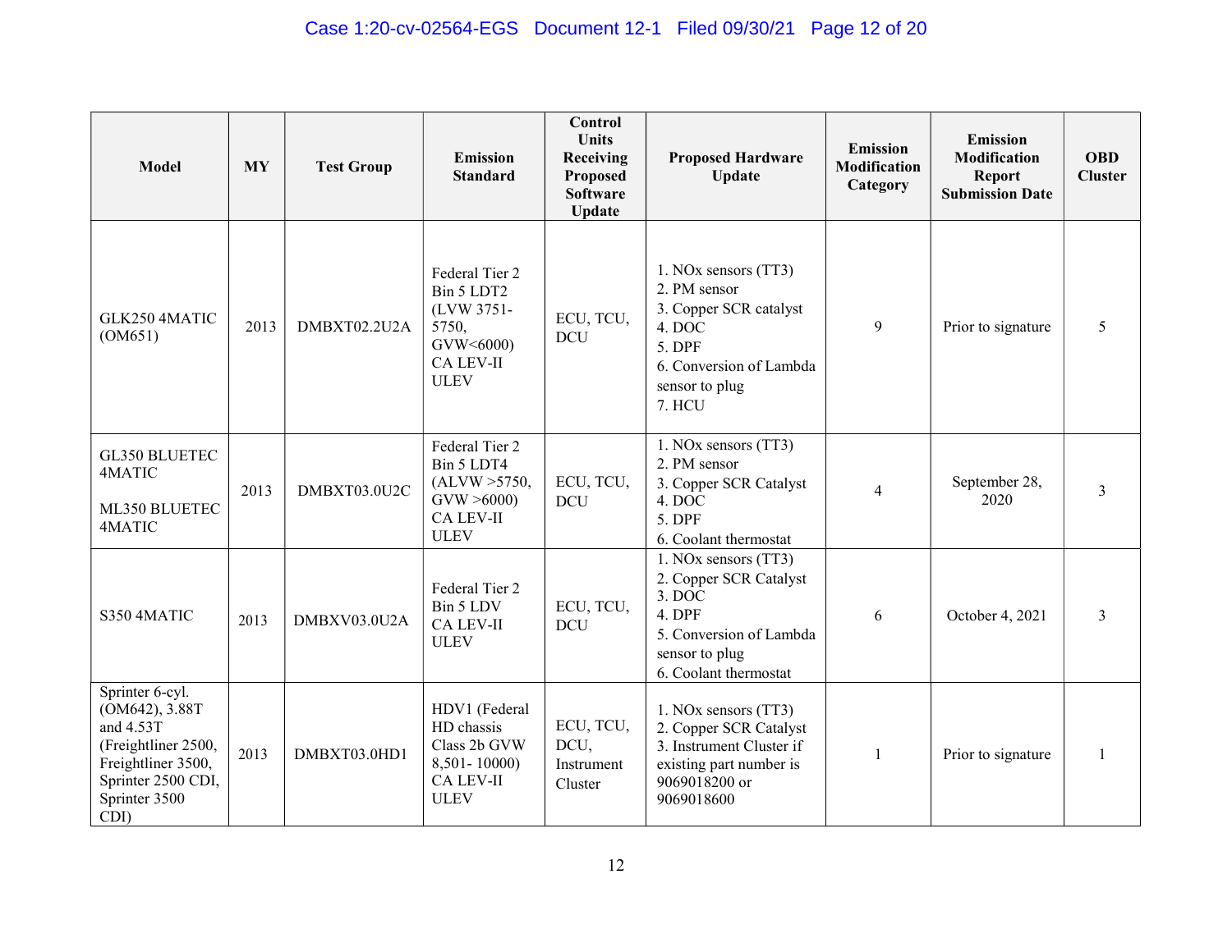| Model | MY | Test Group | Emission Standard | Control Units Receiving Proposed Software Update | Proposed Hardware Update | Emission Modification Category | Emission Modification Report Submission Date | OBD Cluster |
|---|---|---|---|---|---|---|---|---|
| GLK250 4MATIC (OM651) | 2013 | DMBXT02.2U2A | Federal Tier 2 Bin 5 LDT2 (LVW 3751-5750, GVW<6000) CA LEV-II ULEV | ECU, TCU, DCU | 1. NOx sensors (TT3)<br>2. PM sensor<br>3. Copper SCR catalyst<br>4. DOC<br>5. DPF<br>6. Conversion of Lambda sensor to plug<br>7. HCU | 9 | Prior to signature | 5 |
| GL350 BLUETEC 4MATIC<br><br>ML350 BLUETEC 4MATIC | 2013 | DMBXT03.0U2C | Federal Tier 2 Bin 5 LDT4 (ALVW >5750, GVW >6000) CA LEV-II ULEV | ECU, TCU, DCU | 1. NOx sensors (TT3)<br>2. PM sensor<br>3. Copper SCR Catalyst<br>4. DOC<br>5. DPF<br>6. Coolant thermostat | 4 | September 28, 2020 | 3 |
| S350 4MATIC | 2013 | DMBXV03.0U2A | Federal Tier 2 Bin 5 LDV CA LEV-II ULEV | ECU, TCU, DCU | 1. NOx sensors (TT3)<br>2. Copper SCR Catalyst<br>3. DOC<br>4. DPF<br>5. Conversion of Lambda sensor to plug<br>6. Coolant thermostat | 6 | October 4, 2021 | 3 |
| Sprinter 6-cyl. (OM642), 3.88T and 4.53T (Freightliner 2500, Freightliner 3500, Sprinter 2500 CDI, Sprinter 3500 CDI) | 2013 | DMBXT03.0HD1 | HDV1 (Federal HD chassis Class 2b GVW 8,501- 10000) CA LEV-II ULEV | ECU, TCU, DCU, Instrument Cluster | 1. NOx sensors (TT3)<br>2. Copper SCR Catalyst<br>3. Instrument Cluster if existing part number is 9069018200 or 9069018600 | 1 | Prior to signature | 1 |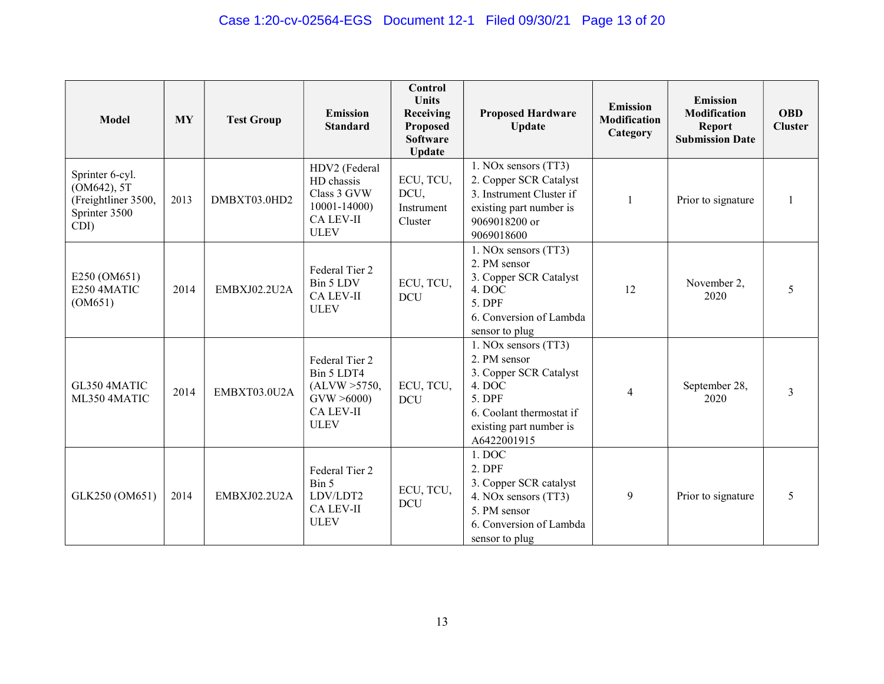| Model | MY | Test Group | Emission Standard | Control Units Receiving Proposed Software Update | Proposed Hardware Update | Emission Modification Category | Emission Modification Report Submission Date | OBD Cluster |
|---|---|---|---|---|---|---|---|---|
| Sprinter 6-cyl. (OM642), 5T (Freightliner 3500, Sprinter 3500 CDI) | 2013 | DMBXT03.0HD2 | HDV2 (Federal HD chassis Class 3 GVW 10001-14000) CA LEV-II ULEV | ECU, TCU, DCU, Instrument Cluster | 1. NOx sensors (TT3) 2. Copper SCR Catalyst 3. Instrument Cluster if existing part number is 9069018200 or 9069018600 | 1 | Prior to signature | 1 |
| E250 (OM651) E250 4MATIC (OM651) | 2014 | EMBXJ02.2U2A | Federal Tier 2 Bin 5 LDV CA LEV-II ULEV | ECU, TCU, DCU | 1. NOx sensors (TT3) 2. PM sensor 3. Copper SCR Catalyst 4. DOC 5. DPF 6. Conversion of Lambda sensor to plug | 12 | November 2, 2020 | 5 |
| GL350 4MATIC ML350 4MATIC | 2014 | EMBXT03.0U2A | Federal Tier 2 Bin 5 LDT4 (ALVW >5750, GVW >6000) CA LEV-II ULEV | ECU, TCU, DCU | 1. NOx sensors (TT3) 2. PM sensor 3. Copper SCR Catalyst 4. DOC 5. DPF 6. Coolant thermostat if existing part number is A6422001915 | 4 | September 28, 2020 | 3 |
| GLK250 (OM651) | 2014 | EMBXJ02.2U2A | Federal Tier 2 Bin 5 LDV/LDT2 CA LEV-II ULEV | ECU, TCU, DCU | 1. DOC 2. DPF 3. Copper SCR catalyst 4. NOx sensors (TT3) 5. PM sensor 6. Conversion of Lambda sensor to plug | 9 | Prior to signature | 5 |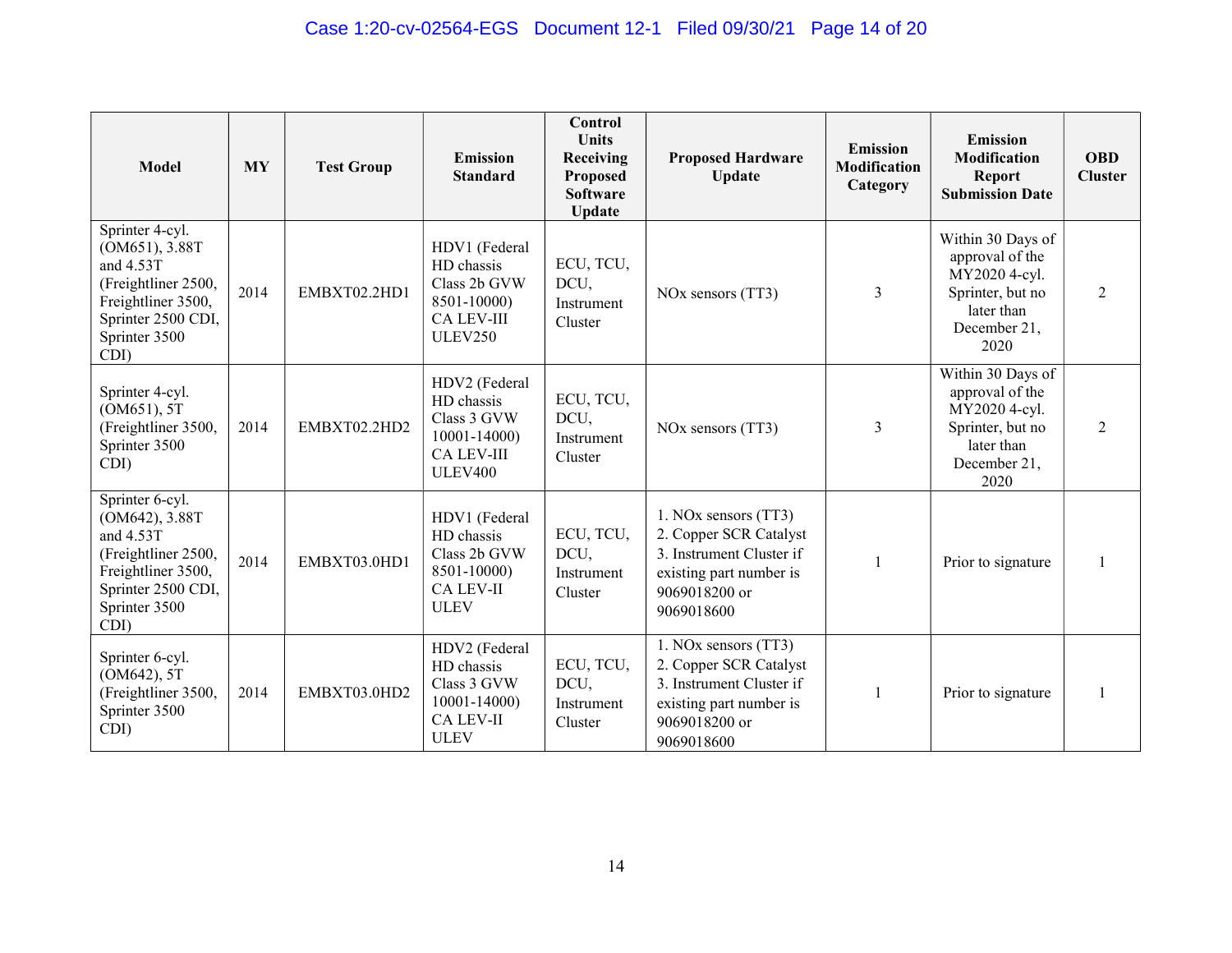| Model | MY | Test Group | Emission Standard | Control Units Receiving Proposed Software Update | Proposed Hardware Update | Emission Modification Category | Emission Modification Report Submission Date | OBD Cluster |
|---|---|---|---|---|---|---|---|---|
| Sprinter 4-cyl. (OM651), 3.88T and 4.53T (Freightliner 2500, Freightliner 3500, Sprinter 2500 CDI, Sprinter 3500 CDI) | 2014 | EMBXT02.2HD1 | HDV1 (Federal HD chassis Class 2b GVW 8501-10000) CA LEV-III ULEV250 | ECU, TCU, DCU, Instrument Cluster | NOx sensors (TT3) | 3 | Within 30 Days of approval of the MY2020 4-cyl. Sprinter, but no later than December 21, 2020 | 2 |
| Sprinter 4-cyl. (OM651), 5T (Freightliner 3500, Sprinter 3500 CDI) | 2014 | EMBXT02.2HD2 | HDV2 (Federal HD chassis Class 3 GVW 10001-14000) CA LEV-III ULEV400 | ECU, TCU, DCU, Instrument Cluster | NOx sensors (TT3) | 3 | Within 30 Days of approval of the MY2020 4-cyl. Sprinter, but no later than December 21, 2020 | 2 |
| Sprinter 6-cyl. (OM642), 3.88T and 4.53T (Freightliner 2500, Freightliner 3500, Sprinter 2500 CDI, Sprinter 3500 CDI) | 2014 | EMBXT03.0HD1 | HDV1 (Federal HD chassis Class 2b GVW 8501-10000) CA LEV-II ULEV | ECU, TCU, DCU, Instrument Cluster | 1. NOx sensors (TT3) 2. Copper SCR Catalyst 3. Instrument Cluster if existing part number is 9069018200 or 9069018600 | 1 | Prior to signature | 1 |
| Sprinter 6-cyl. (OM642), 5T (Freightliner 3500, Sprinter 3500 CDI) | 2014 | EMBXT03.0HD2 | HDV2 (Federal HD chassis Class 3 GVW 10001-14000) CA LEV-II ULEV | ECU, TCU, DCU, Instrument Cluster | 1. NOx sensors (TT3) 2. Copper SCR Catalyst 3. Instrument Cluster if existing part number is 9069018200 or 9069018600 | 1 | Prior to signature | 1 |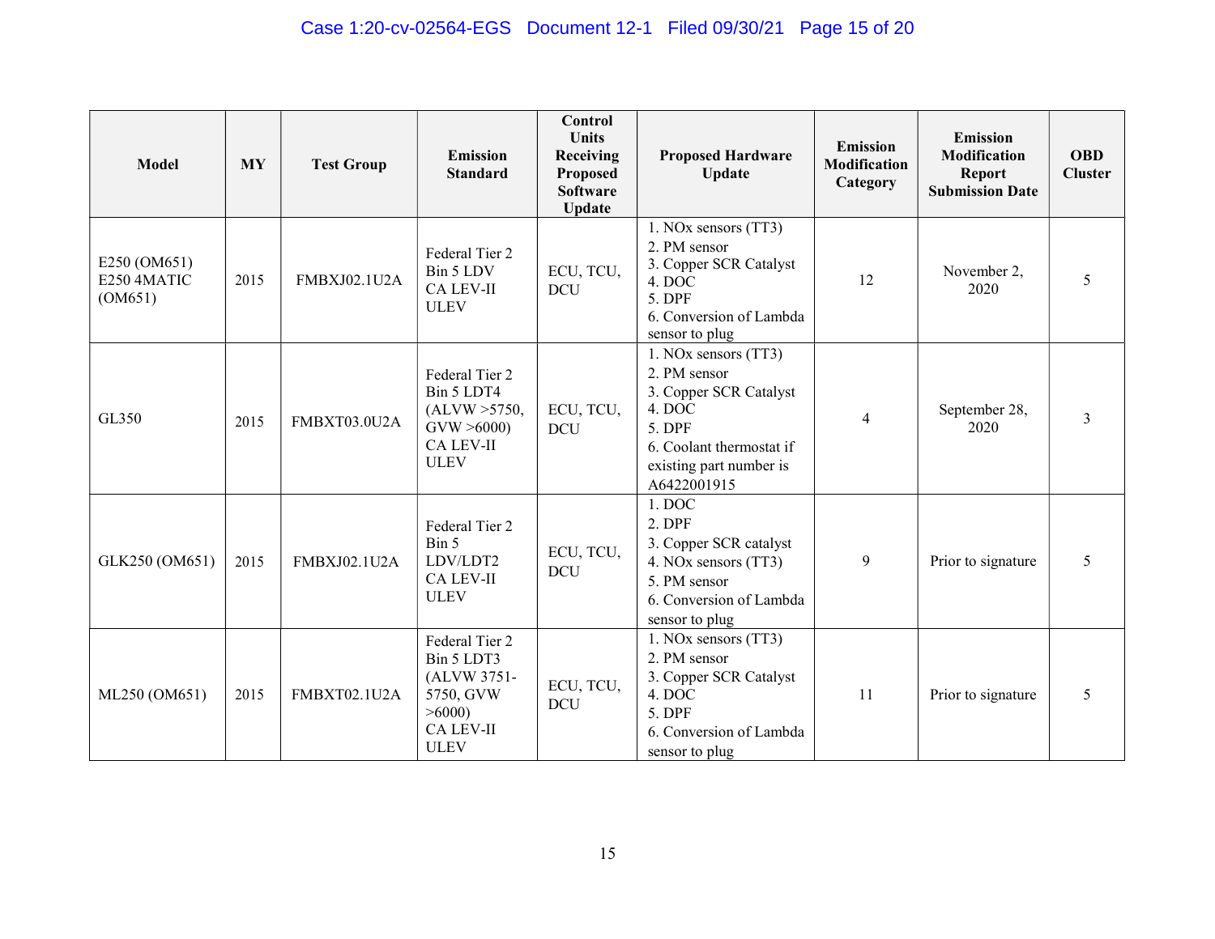| Model | MY | Test Group | Emission Standard | Control Units Receiving Proposed Software Update | Proposed Hardware Update | Emission Modification Category | Emission Modification Report Submission Date | OBD Cluster |
|---|---|---|---|---|---|---|---|---|
| E250 (OM651) E250 4MATIC (OM651) | 2015 | FMBXJ02.1U2A | Federal Tier 2 Bin 5 LDV CA LEV-II ULEV | ECU, TCU, DCU | 1. NOx sensors (TT3) 2. PM sensor 3. Copper SCR Catalyst 4. DOC 5. DPF 6. Conversion of Lambda sensor to plug | 12 | November 2, 2020 | 5 |
| GL350 | 2015 | FMBXT03.0U2A | Federal Tier 2 Bin 5 LDT4 (ALVW >5750, GVW >6000) CA LEV-II ULEV | ECU, TCU, DCU | 1. NOx sensors (TT3) 2. PM sensor 3. Copper SCR Catalyst 4. DOC 5. DPF 6. Coolant thermostat if existing part number is A6422001915 | 4 | September 28, 2020 | 3 |
| GLK250 (OM651) | 2015 | FMBXJ02.1U2A | Federal Tier 2 Bin 5 LDV/LDT2 CA LEV-II ULEV | ECU, TCU, DCU | 1. DOC 2. DPF 3. Copper SCR catalyst 4. NOx sensors (TT3) 5. PM sensor 6. Conversion of Lambda sensor to plug | 9 | Prior to signature | 5 |
| ML250 (OM651) | 2015 | FMBXT02.1U2A | Federal Tier 2 Bin 5 LDT3 (ALVW 3751-5750, GVW >6000) CA LEV-II ULEV | ECU, TCU, DCU | 1. NOx sensors (TT3) 2. PM sensor 3. Copper SCR Catalyst 4. DOC 5. DPF 6. Conversion of Lambda sensor to plug | 11 | Prior to signature | 5 |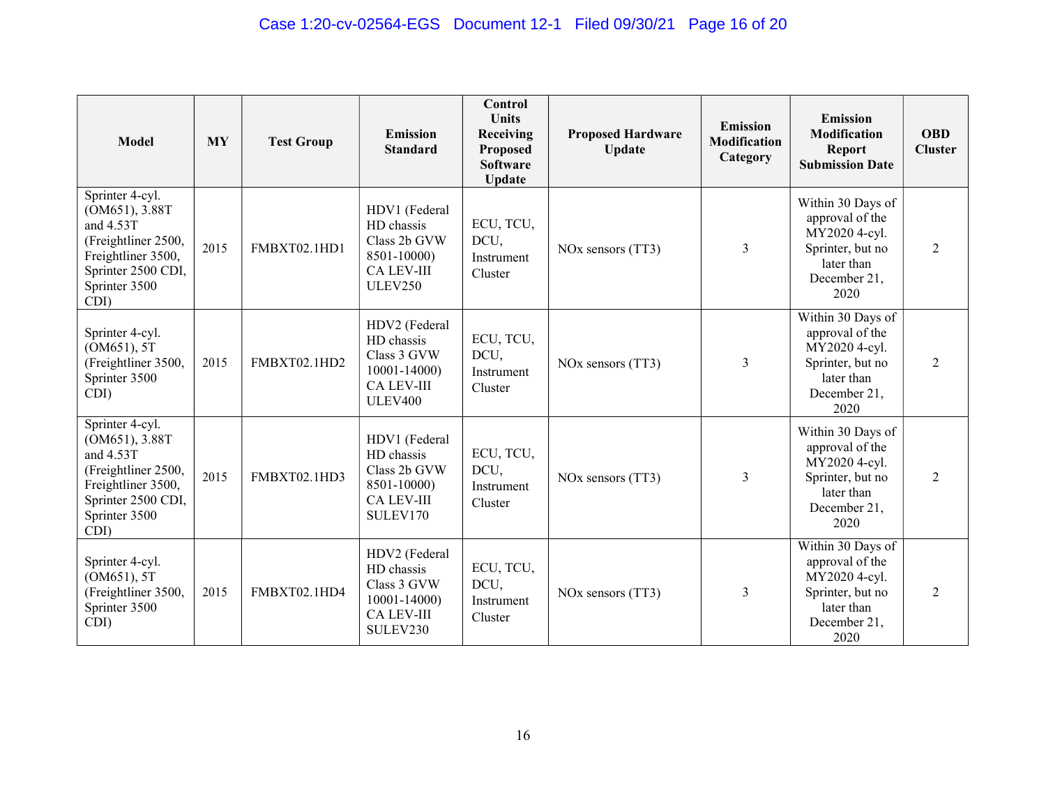| Model | MY | Test Group | Emission Standard | Control Units Receiving Proposed Software Update | Proposed Hardware Update | Emission Modification Category | Emission Modification Report Submission Date | OBD Cluster |
|---|---|---|---|---|---|---|---|---|
| Sprinter 4-cyl. (OM651), 3.88T and 4.53T (Freightliner 2500, Freightliner 3500, Sprinter 2500 CDI, Sprinter 3500 CDI) | 2015 | FMBXT02.1HD1 | HDV1 (Federal HD chassis Class 2b GVW 8501-10000) CA LEV-III ULEV250 | ECU, TCU, DCU, Instrument Cluster | NOx sensors (TT3) | 3 | Within 30 Days of approval of the MY2020 4-cyl. Sprinter, but no later than December 21, 2020 | 2 |
| Sprinter 4-cyl. (OM651), 5T (Freightliner 3500, Sprinter 3500 CDI) | 2015 | FMBXT02.1HD2 | HDV2 (Federal HD chassis Class 3 GVW 10001-14000) CA LEV-III ULEV400 | ECU, TCU, DCU, Instrument Cluster | NOx sensors (TT3) | 3 | Within 30 Days of approval of the MY2020 4-cyl. Sprinter, but no later than December 21, 2020 | 2 |
| Sprinter 4-cyl. (OM651), 3.88T and 4.53T (Freightliner 2500, Freightliner 3500, Sprinter 2500 CDI, Sprinter 3500 CDI) | 2015 | FMBXT02.1HD3 | HDV1 (Federal HD chassis Class 2b GVW 8501-10000) CA LEV-III SULEV170 | ECU, TCU, DCU, Instrument Cluster | NOx sensors (TT3) | 3 | Within 30 Days of approval of the MY2020 4-cyl. Sprinter, but no later than December 21, 2020 | 2 |
| Sprinter 4-cyl. (OM651), 5T (Freightliner 3500, Sprinter 3500 CDI) | 2015 | FMBXT02.1HD4 | HDV2 (Federal HD chassis Class 3 GVW 10001-14000) CA LEV-III SULEV230 | ECU, TCU, DCU, Instrument Cluster | NOx sensors (TT3) | 3 | Within 30 Days of approval of the MY2020 4-cyl. Sprinter, but no later than December 21, 2020 | 2 |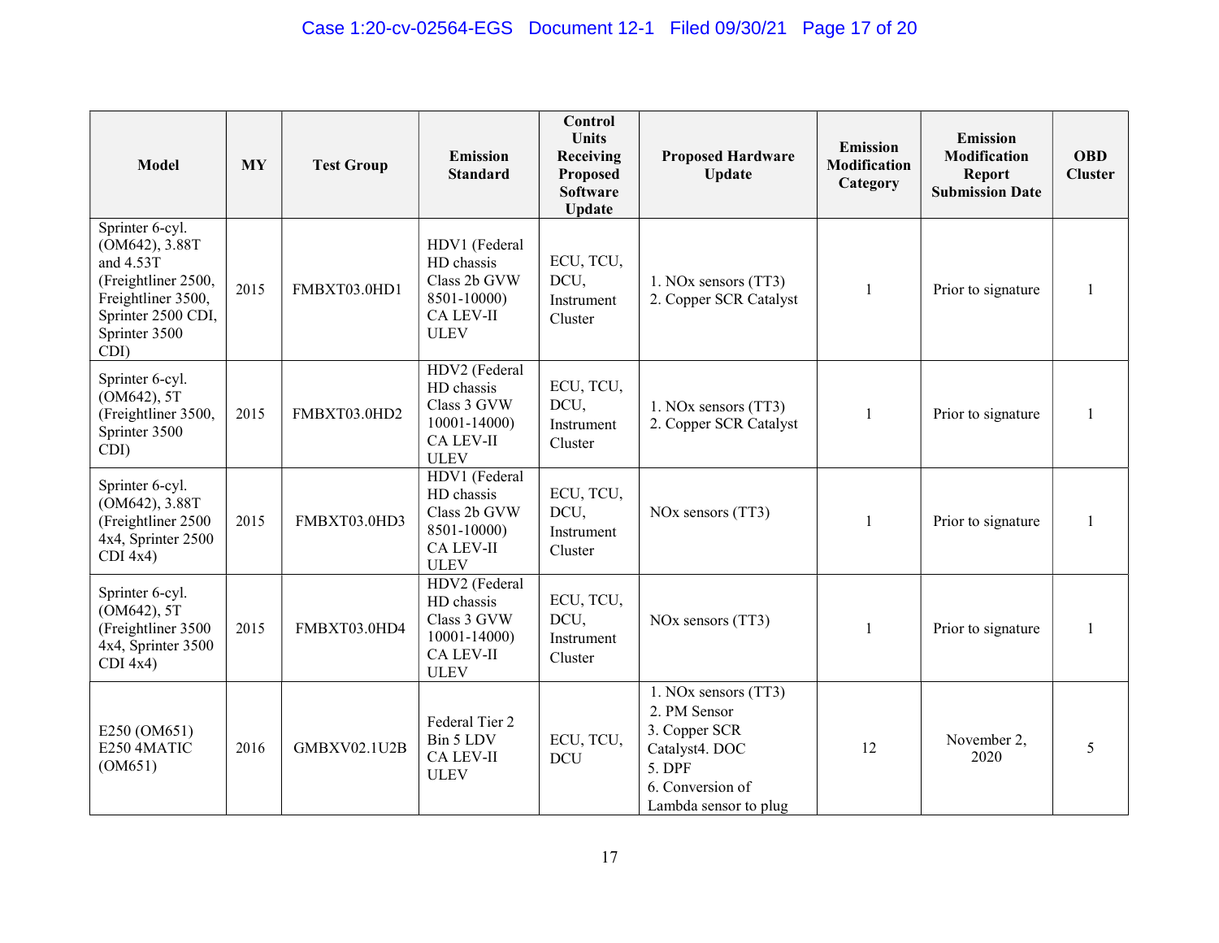| Model | MY | Test Group | Emission Standard | Control Units Receiving Proposed Software Update | Proposed Hardware Update | Emission Modification Category | Emission Modification Report Submission Date | OBD Cluster |
|---|---|---|---|---|---|---|---|---|
| Sprinter 6-cyl. (OM642), 3.88T and 4.53T (Freightliner 2500, Freightliner 3500, Sprinter 2500 CDI, Sprinter 3500 CDI) | 2015 | FMBXT03.0HD1 | HDV1 (Federal HD chassis Class 2b GVW 8501-10000) CA LEV-II ULEV | ECU, TCU, DCU, Instrument Cluster | 1. NOx sensors (TT3) 2. Copper SCR Catalyst | 1 | Prior to signature | 1 |
| Sprinter 6-cyl. (OM642), 5T (Freightliner 3500, Sprinter 3500 CDI) | 2015 | FMBXT03.0HD2 | HDV2 (Federal HD chassis Class 3 GVW 10001-14000) CA LEV-II ULEV | ECU, TCU, DCU, Instrument Cluster | 1. NOx sensors (TT3) 2. Copper SCR Catalyst | 1 | Prior to signature | 1 |
| Sprinter 6-cyl. (OM642), 3.88T (Freightliner 2500 4x4, Sprinter 2500 CDI 4x4) | 2015 | FMBXT03.0HD3 | HDV1 (Federal HD chassis Class 2b GVW 8501-10000) CA LEV-II ULEV | ECU, TCU, DCU, Instrument Cluster | NOx sensors (TT3) | 1 | Prior to signature | 1 |
| Sprinter 6-cyl. (OM642), 5T (Freightliner 3500 4x4, Sprinter 3500 CDI 4x4) | 2015 | FMBXT03.0HD4 | HDV2 (Federal HD chassis Class 3 GVW 10001-14000) CA LEV-II ULEV | ECU, TCU, DCU, Instrument Cluster | NOx sensors (TT3) | 1 | Prior to signature | 1 |
| E250 (OM651) E250 4MATIC (OM651) | 2016 | GMBXV02.1U2B | Federal Tier 2 Bin 5 LDV CA LEV-II ULEV | ECU, TCU, DCU | 1. NOx sensors (TT3) 2. PM Sensor 3. Copper SCR Catalyst4. DOC 5. DPF 6. Conversion of Lambda sensor to plug | 12 | November 2, 2020 | 5 |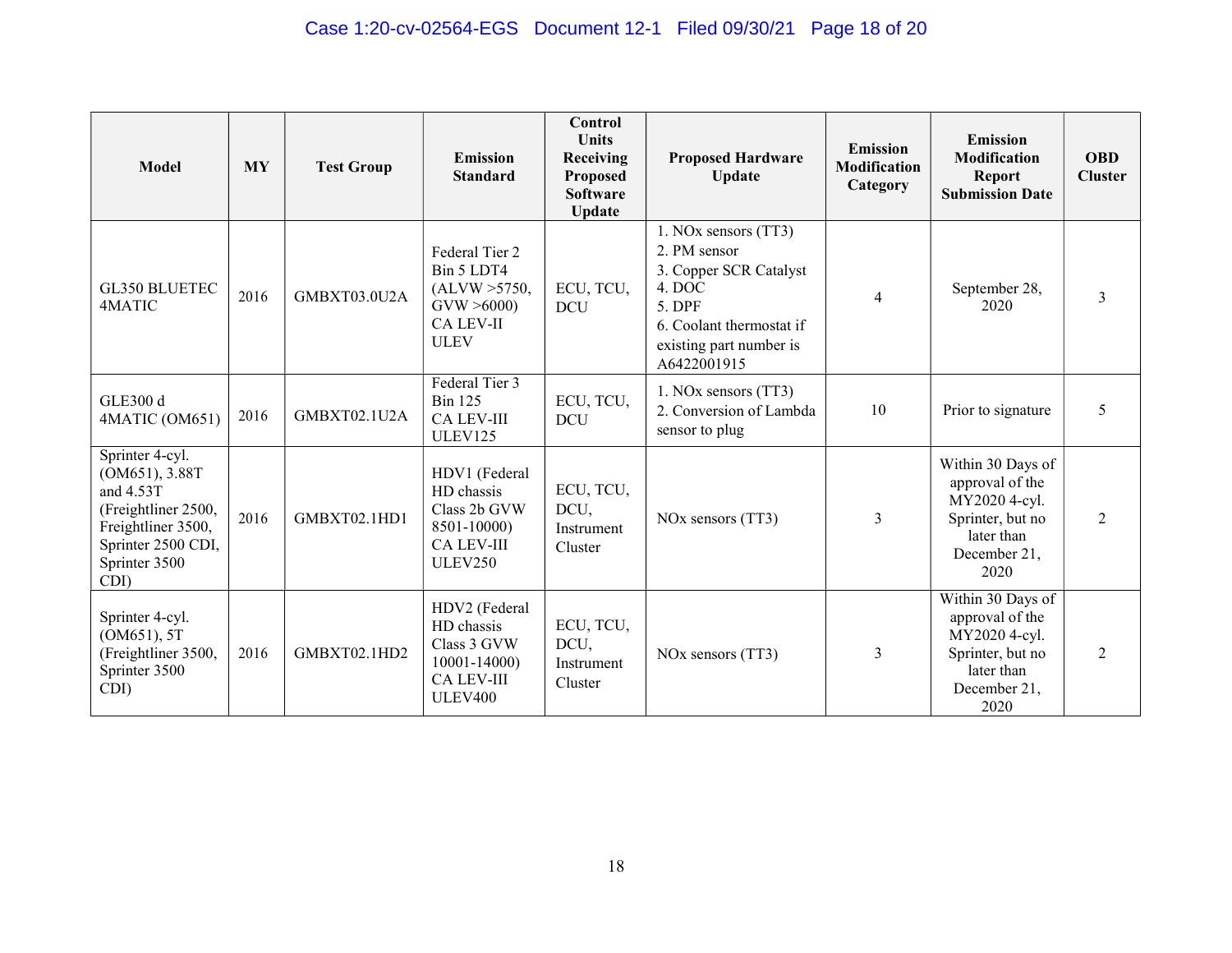| Model | MY | Test Group | Emission Standard | Control Units Receiving Proposed Software Update | Proposed Hardware Update | Emission Modification Category | Emission Modification Report Submission Date | OBD Cluster |
|---|---|---|---|---|---|---|---|---|
| GL350 BLUETEC 4MATIC | 2016 | GMBXT03.0U2A | Federal Tier 2 Bin 5 LDT4 (ALVW >5750, GVW >6000) CA LEV-II ULEV | ECU, TCU, DCU | 1. NOx sensors (TT3) 2. PM sensor 3. Copper SCR Catalyst 4. DOC 5. DPF 6. Coolant thermostat if existing part number is A6422001915 | 4 | September 28, 2020 | 3 |
| GLE300 d 4MATIC (OM651) | 2016 | GMBXT02.1U2A | Federal Tier 3 Bin 125 CA LEV-III ULEV125 | ECU, TCU, DCU | 1. NOx sensors (TT3) 2. Conversion of Lambda sensor to plug | 10 | Prior to signature | 5 |
| Sprinter 4-cyl. (OM651), 3.88T and 4.53T (Freightliner 2500, Freightliner 3500, Sprinter 2500 CDI, Sprinter 3500 CDI) | 2016 | GMBXT02.1HD1 | HDV1 (Federal HD chassis Class 2b GVW 8501-10000) CA LEV-III ULEV250 | ECU, TCU, DCU, Instrument Cluster | NOx sensors (TT3) | 3 | Within 30 Days of approval of the MY2020 4-cyl. Sprinter, but no later than December 21, 2020 | 2 |
| Sprinter 4-cyl. (OM651), 5T (Freightliner 3500, Sprinter 3500 CDI) | 2016 | GMBXT02.1HD2 | HDV2 (Federal HD chassis Class 3 GVW 10001-14000) CA LEV-III ULEV400 | ECU, TCU, DCU, Instrument Cluster | NOx sensors (TT3) | 3 | Within 30 Days of approval of the MY2020 4-cyl. Sprinter, but no later than December 21, 2020 | 2 |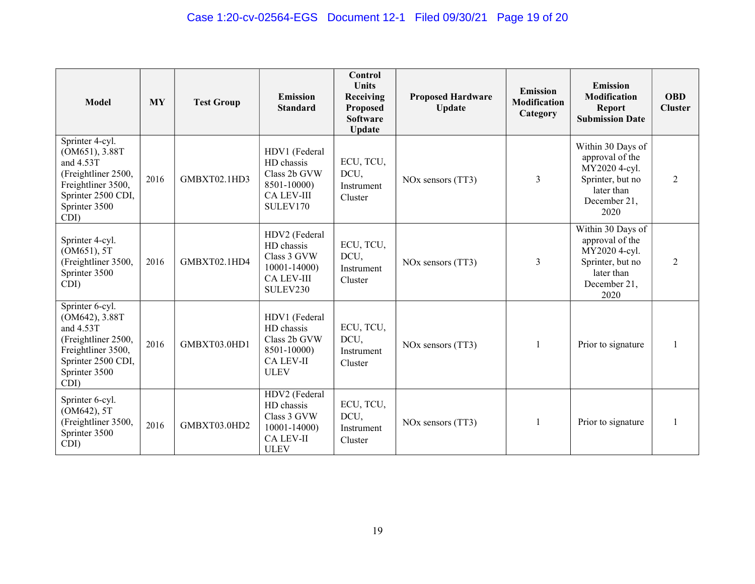| Model | MY | Test Group | Emission Standard | Control Units Receiving Proposed Software Update | Proposed Hardware Update | Emission Modification Category | Emission Modification Report Submission Date | OBD Cluster |
|---|---|---|---|---|---|---|---|---|
| Sprinter 4-cyl. (OM651), 3.88T and 4.53T (Freightliner 2500, Freightliner 3500, Sprinter 2500 CDI, Sprinter 3500 CDI) | 2016 | GMBXT02.1HD3 | HDV1 (Federal HD chassis Class 2b GVW 8501-10000) CA LEV-III SULEV170 | ECU, TCU, DCU, Instrument Cluster | NOx sensors (TT3) | 3 | Within 30 Days of approval of the MY2020 4-cyl. Sprinter, but no later than December 21, 2020 | 2 |
| Sprinter 4-cyl. (OM651), 5T (Freightliner 3500, Sprinter 3500 CDI) | 2016 | GMBXT02.1HD4 | HDV2 (Federal HD chassis Class 3 GVW 10001-14000) CA LEV-III SULEV230 | ECU, TCU, DCU, Instrument Cluster | NOx sensors (TT3) | 3 | Within 30 Days of approval of the MY2020 4-cyl. Sprinter, but no later than December 21, 2020 | 2 |
| Sprinter 6-cyl. (OM642), 3.88T and 4.53T (Freightliner 2500, Freightliner 3500, Sprinter 2500 CDI, Sprinter 3500 CDI) | 2016 | GMBXT03.0HD1 | HDV1 (Federal HD chassis Class 2b GVW 8501-10000) CA LEV-II ULEV | ECU, TCU, DCU, Instrument Cluster | NOx sensors (TT3) | 1 | Prior to signature | 1 |
| Sprinter 6-cyl. (OM642), 5T (Freightliner 3500, Sprinter 3500 CDI) | 2016 | GMBXT03.0HD2 | HDV2 (Federal HD chassis Class 3 GVW 10001-14000) CA LEV-II ULEV | ECU, TCU, DCU, Instrument Cluster | NOx sensors (TT3) | 1 | Prior to signature | 1 |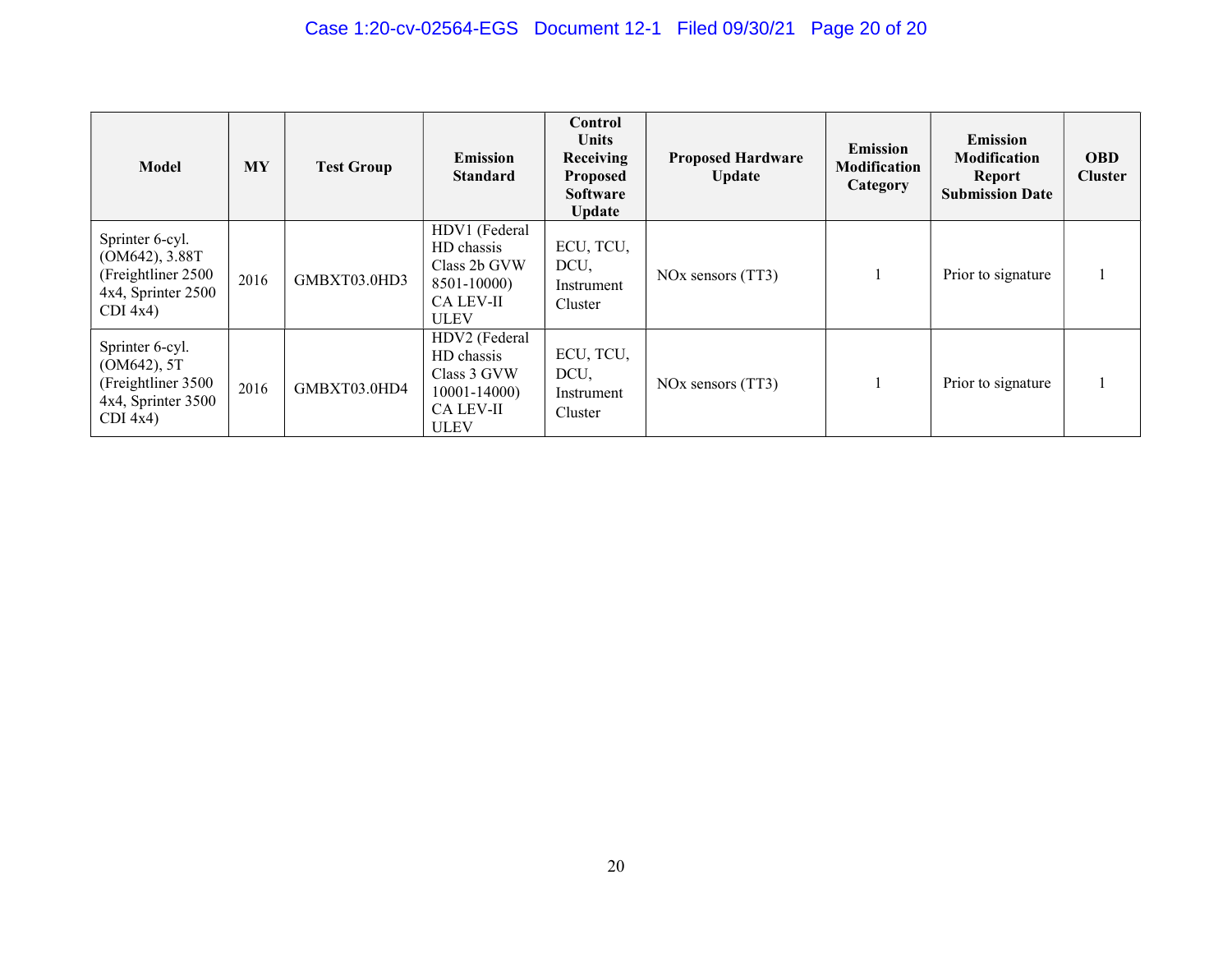| Model | MY | Test Group | Emission Standard | Control Units Receiving Proposed Software Update | Proposed Hardware Update | Emission Modification Category | Emission Modification Report Submission Date | OBD Cluster |
|---|---|---|---|---|---|---|---|---|
| Sprinter 6-cyl. (OM642), 3.88T (Freightliner 2500 4x4, Sprinter 2500 CDI 4x4) | 2016 | GMBXT03.0HD3 | HDV1 (Federal HD chassis Class 2b GVW 8501-10000) CA LEV-II ULEV | ECU, TCU, DCU, Instrument Cluster | NOx sensors (TT3) | 1 | Prior to signature | 1 |
| Sprinter 6-cyl. (OM642), 5T (Freightliner 3500 4x4, Sprinter 3500 CDI 4x4) | 2016 | GMBXT03.0HD4 | HDV2 (Federal HD chassis Class 3 GVW 10001-14000) CA LEV-II ULEV | ECU, TCU, DCU, Instrument Cluster | NOx sensors (TT3) | 1 | Prior to signature | 1 |